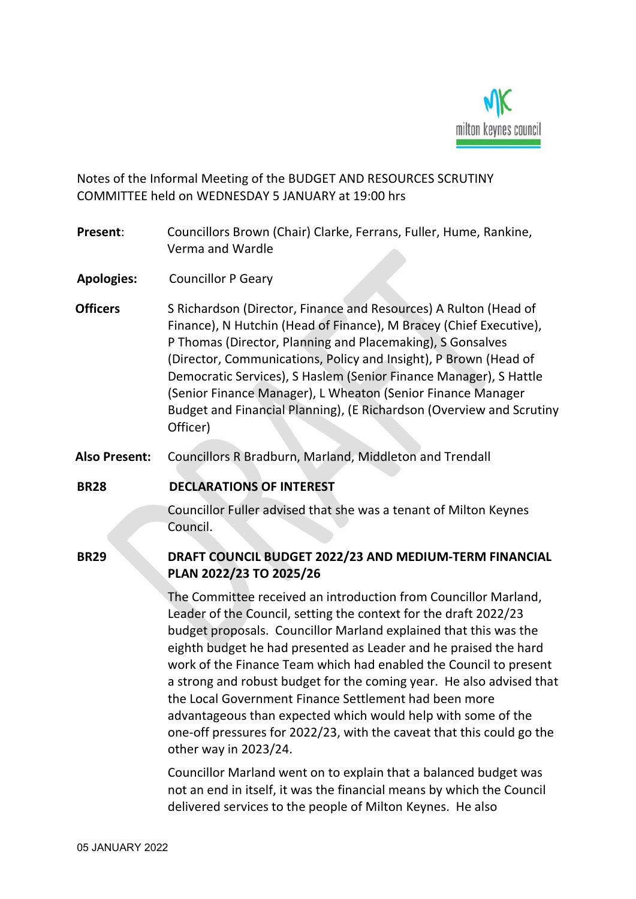Notes of the Informal Meeting of the BUDGET AND RESOURCES SCRUTINY COMMITTEE held on WEDNESDAY 5 JANUARY at 19:00 hrs

**Present**: Councillors Brown (Chair) Clarke, Ferrans, Fuller, Hume, Rankine, Verma and Wardle

**Apologies:** Councillor P Geary

**Officers** S Richardson (Director, Finance and Resources) A Rulton (Head of Finance), N Hutchin (Head of Finance), M Bracey (Chief Executive), P Thomas (Director, Planning and Placemaking), S Gonsalves (Director, Communications, Policy and Insight), P Brown (Head of Democratic Services), S Haslem (Senior Finance Manager), S Hattle (Senior Finance Manager), L Wheaton (Senior Finance Manager Budget and Financial Planning), (E Richardson (Overview and Scrutiny Officer)

**Also Present:** Councillors R Bradburn, Marland, Middleton and Trendall

**BR28 DECLARATIONS OF INTEREST**

Councillor Fuller advised that she was a tenant of Milton Keynes Council.

**BR29 DRAFT COUNCIL BUDGET 2022/23 AND MEDIUM-TERM FINANCIAL PLAN 2022/23 TO 2025/26**

The Committee received an introduction from Councillor Marland, Leader of the Council, setting the context for the draft 2022/23 budget proposals. Councillor Marland explained that this was the eighth budget he had presented as Leader and he praised the hard work of the Finance Team which had enabled the Council to present a strong and robust budget for the coming year. He also advised that the Local Government Finance Settlement had been more advantageous than expected which would help with some of the one-off pressures for 2022/23, with the caveat that this could go the other way in 2023/24.

Councillor Marland went on to explain that a balanced budget was not an end in itself, it was the financial means by which the Council delivered services to the people of Milton Keynes. He also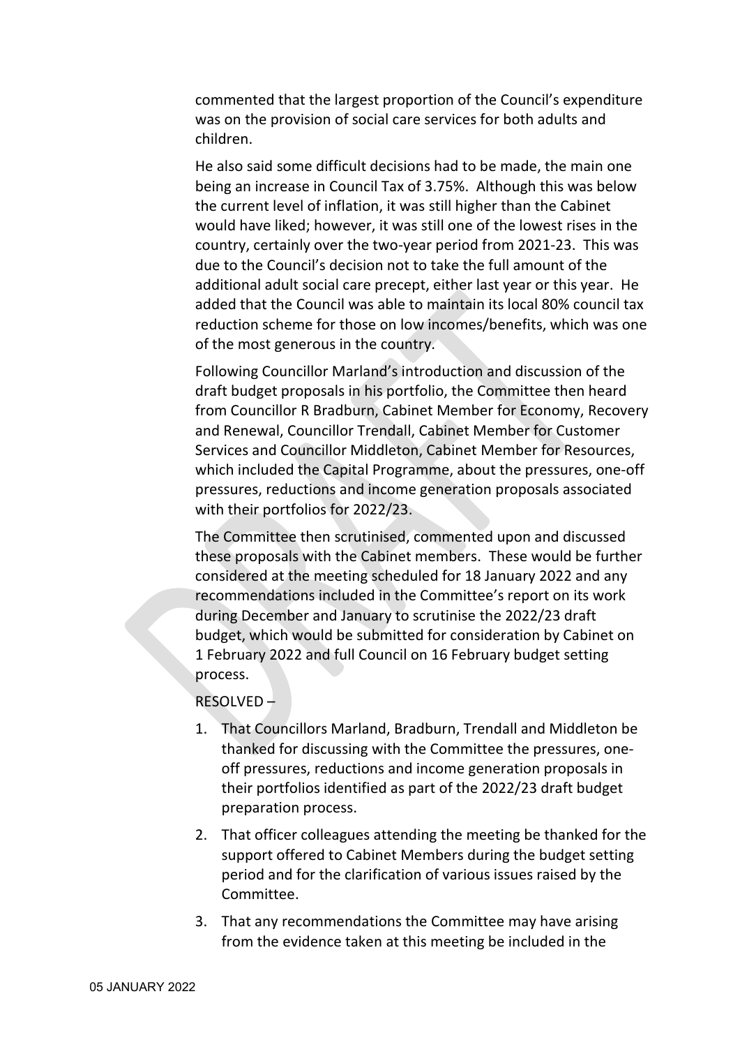commented that the largest proportion of the Council's expenditure was on the provision of social care services for both adults and children.

He also said some difficult decisions had to be made, the main one being an increase in Council Tax of 3.75%. Although this was below the current level of inflation, it was still higher than the Cabinet would have liked; however, it was still one of the lowest rises in the country, certainly over the two-year period from 2021-23. This was due to the Council's decision not to take the full amount of the additional adult social care precept, either last year or this year. He added that the Council was able to maintain its local 80% council tax reduction scheme for those on low incomes/benefits, which was one of the most generous in the country.

Following Councillor Marland's introduction and discussion of the draft budget proposals in his portfolio, the Committee then heard from Councillor R Bradburn, Cabinet Member for Economy, Recovery and Renewal, Councillor Trendall, Cabinet Member for Customer Services and Councillor Middleton, Cabinet Member for Resources, which included the Capital Programme, about the pressures, one-off pressures, reductions and income generation proposals associated with their portfolios for 2022/23.

The Committee then scrutinised, commented upon and discussed these proposals with the Cabinet members. These would be further considered at the meeting scheduled for 18 January 2022 and any recommendations included in the Committee's report on its work during December and January to scrutinise the 2022/23 draft budget, which would be submitted for consideration by Cabinet on 1 February 2022 and full Council on 16 February budget setting process.

RESOLVED –

1. That Councillors Marland, Bradburn, Trendall and Middleton be thanked for discussing with the Committee the pressures, one-off pressures, reductions and income generation proposals in their portfolios identified as part of the 2022/23 draft budget preparation process.
2. That officer colleagues attending the meeting be thanked for the support offered to Cabinet Members during the budget setting period and for the clarification of various issues raised by the Committee.
3. That any recommendations the Committee may have arising from the evidence taken at this meeting be included in the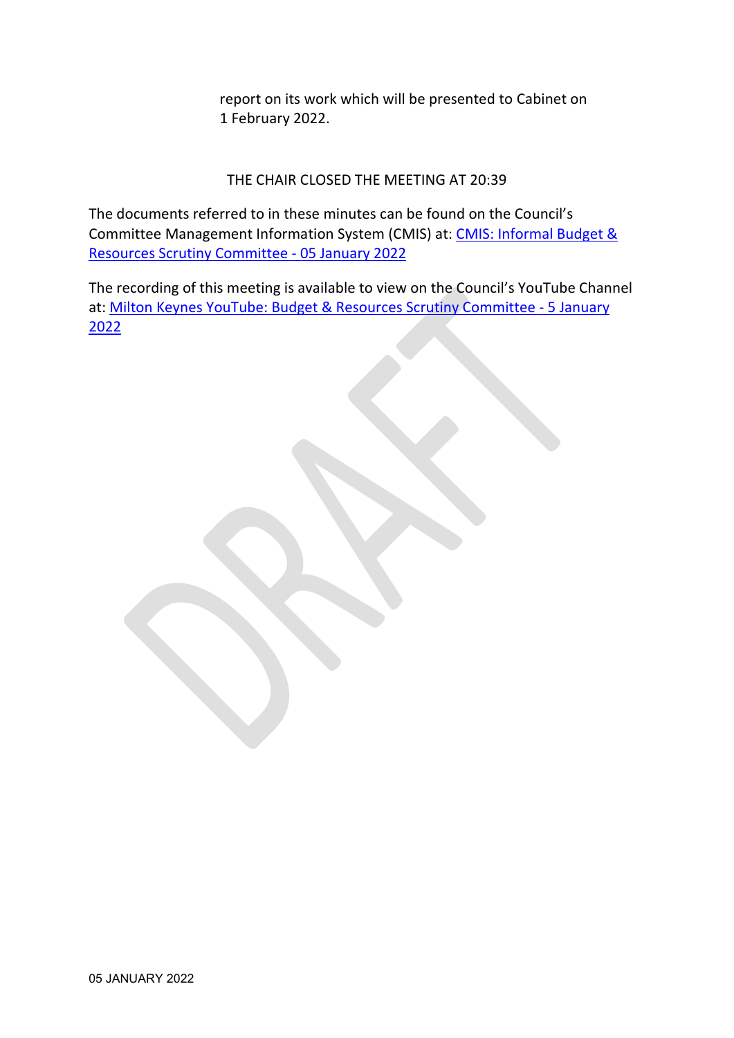report on its work which will be presented to Cabinet on 1 February 2022.

THE CHAIR CLOSED THE MEETING AT 20:39

The documents referred to in these minutes can be found on the Council's Committee Management Information System (CMIS) at: CMIS: Informal Budget & Resources Scrutiny Committee - 05 January 2022

The recording of this meeting is available to view on the Council's YouTube Channel at: Milton Keynes YouTube: Budget & Resources Scrutiny Committee - 5 January 2022